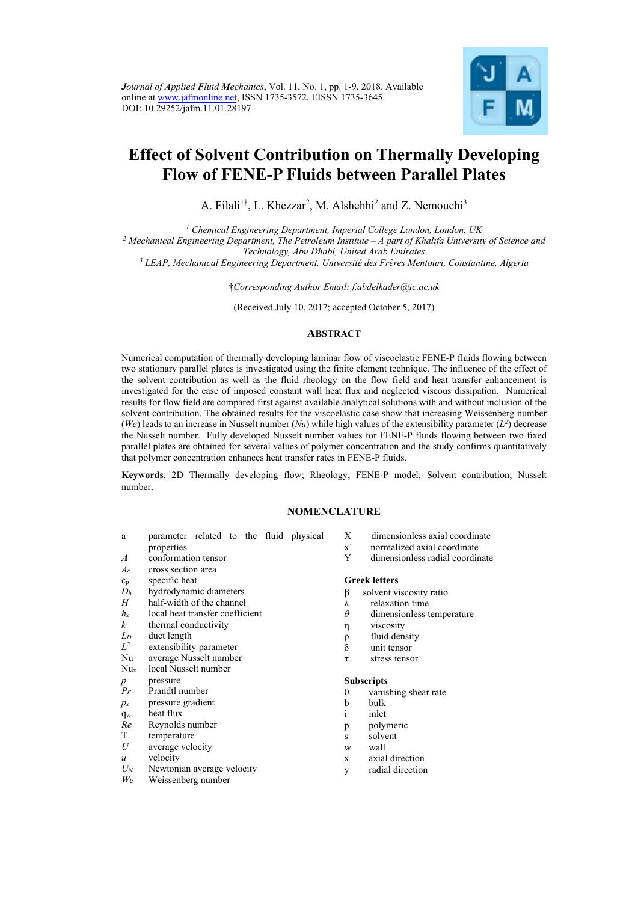*Journal of Applied Fluid Mechanics*, Vol. 11, No. 1, pp. 1-9, 2018. Available online at www.jafmonline.net, ISSN 1735-3572, EISSN 1735-3645.
DOI: 10.29252/jafm.11.01.28197

# Effect of Solvent Contribution on Thermally Developing Flow of FENE-P Fluids between Parallel Plates

A. Filali[1†], L. Khezzar[2], M. Alshehhi[2] and Z. Nemouchi[3]

[1] *Chemical Engineering Department, Imperial College London, London, UK*
[2] *Mechanical Engineering Department, The Petroleum Institute – A part of Khalifa University of Science and Technology, Abu Dhabi, United Arab Emirates*
[3] *LEAP, Mechanical Engineering Department, Université des Frères Mentouri, Constantine, Algeria*

†*Corresponding Author Email: f.abdelkader@ic.ac.uk*

(Received July 10, 2017; accepted October 5, 2017)

## ABSTRACT

Numerical computation of thermally developing laminar flow of viscoelastic FENE-P fluids flowing between two stationary parallel plates is investigated using the finite element technique. The influence of the effect of the solvent contribution as well as the fluid rheology on the flow field and heat transfer enhancement is investigated for the case of imposed constant wall heat flux and neglected viscous dissipation. Numerical results for flow field are compared first against available analytical solutions with and without inclusion of the solvent contribution. The obtained results for the viscoelastic case show that increasing Weissenberg number (*We*) leads to an increase in Nusselt number (*Nu*) while high values of the extensibility parameter ($L^2$) decrease the Nusselt number. Fully developed Nusselt number values for FENE-P fluids flowing between two fixed parallel plates are obtained for several values of polymer concentration and the study confirms quantitatively that polymer concentration enhances heat transfer rates in FENE-P fluids.

**Keywords**: 2D Thermally developing flow; Rheology; FENE-P model; Solvent contribution; Nusselt number.

## NOMENCLATURE

| | |
|---|---|
| a | parameter related to the fluid physical properties |
| $\boldsymbol{A}$ | conformation tensor |
| $A_c$ | cross section area |
| $c_p$ | specific heat |
| $D_h$ | hydrodynamic diameters |
| $H$ | half-width of the channel |
| $h_x$ | local heat transfer coefficient |
| $k$ | thermal conductivity |
| $L_D$ | duct length |
| $L^2$ | extensibility parameter |
| Nu | average Nusselt number |
| $Nu_x$ | local Nusselt number |
| $p$ | pressure |
| $Pr$ | Prandtl number |
| $p_x$ | pressure gradient |
| $q_w$ | heat flux |
| $Re$ | Reynolds number |
| T | temperature |
| $U$ | average velocity |
| $u$ | velocity |
| $U_N$ | Newtonian average velocity |
| $We$ | Weissenberg number |
| X | dimensionless axial coordinate |
| x` | normalized axial coordinate |
| Y | dimensionless radial coordinate |

**Greek letters**

| | |
|---|---|
| $\beta$ | solvent viscosity ratio |
| $\lambda$ | relaxation time |
| $\theta$ | dimensionless temperature |
| $\eta$ | viscosity |
| $\rho$ | fluid density |
| $\delta$ | unit tensor |
| $\boldsymbol{\tau}$ | stress tensor |

**Subscripts**

| | |
|---|---|
| 0 | vanishing shear rate |
| b | bulk |
| i | inlet |
| p | polymeric |
| s | solvent |
| w | wall |
| x | axial direction |
| y | radial direction |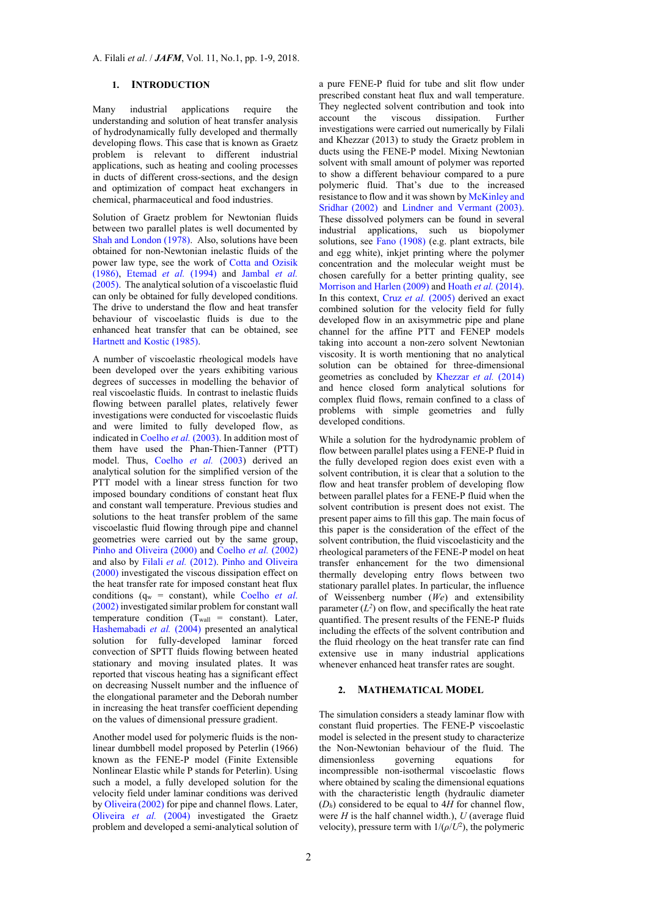## 1. INTRODUCTION

Many industrial applications require the understanding and solution of heat transfer analysis of hydrodynamically fully developed and thermally developing flows. This case that is known as Graetz problem is relevant to different industrial applications, such as heating and cooling processes in ducts of different cross-sections, and the design and optimization of compact heat exchangers in chemical, pharmaceutical and food industries.

Solution of Graetz problem for Newtonian fluids between two parallel plates is well documented by Shah and London (1978). Also, solutions have been obtained for non-Newtonian inelastic fluids of the power law type, see the work of Cotta and Ozisik (1986), Etemad *et al.* (1994) and Jambal *et al.* (2005). The analytical solution of a viscoelastic fluid can only be obtained for fully developed conditions. The drive to understand the flow and heat transfer behaviour of viscoelastic fluids is due to the enhanced heat transfer that can be obtained, see Hartnett and Kostic (1985).

A number of viscoelastic rheological models have been developed over the years exhibiting various degrees of successes in modelling the behavior of real viscoelastic fluids. In contrast to inelastic fluids flowing between parallel plates, relatively fewer investigations were conducted for viscoelastic fluids and were limited to fully developed flow, as indicated in Coelho *et al.* (2003). In addition most of them have used the Phan-Thien-Tanner (PTT) model. Thus, Coelho *et al.* (2003) derived an analytical solution for the simplified version of the PTT model with a linear stress function for two imposed boundary conditions of constant heat flux and constant wall temperature. Previous studies and solutions to the heat transfer problem of the same viscoelastic fluid flowing through pipe and channel geometries were carried out by the same group, Pinho and Oliveira (2000) and Coelho *et al.* (2002) and also by Filali *et al.* (2012). Pinho and Oliveira (2000) investigated the viscous dissipation effect on the heat transfer rate for imposed heat flux conditions ($q_w$ = constant), while Coelho *et al.* (2002) investigated similar problem for constant wall temperature condition ($T_{wall}$ = constant). Later, Hashemabadi *et al.* (2004) presented an analytical solution for fully-developed laminar forced convection of SPTT fluids flowing between heated stationary and moving insulated plates. It was reported that viscous heating has a significant effect on decreasing Nusselt number and the influence of the elongational parameter and the Deborah number in increasing the heat transfer coefficient depending on the values of dimensional pressure gradient.

Another model used for polymeric fluids is the non-linear dumbbell model proposed by Peterlin (1966) known as the FENE-P model (Finite Extensible Nonlinear Elastic while P stands for Peterlin). Using such a model, a fully developed solution for the velocity field under laminar conditions was derived by Oliveira (2002) for pipe and channel flows. Later, Oliveira *et al.* (2004) investigated the Graetz problem and developed a semi-analytical solution of a pure FENE-P fluid for tube and slit flow under prescribed constant heat flux and wall temperature. They neglected solvent contribution and took into account the viscous dissipation. Further investigations were carried out numerically by Filali and Khezzar (2013) to study the Graetz problem in ducts using the FENE-P model. Mixing Newtonian solvent with small amount of polymer was reported to show a different behaviour compared to a pure polymeric fluid. That's due to the increased resistance to flow and it was shown by McKinley and Sridhar (2002) and Lindner and Vermant (2003). These dissolved polymers can be found in several industrial applications, such us biopolymer solutions, see Fano (1908) (e.g. plant extracts, bile and egg white), inkjet printing where the polymer concentration and the molecular weight must be chosen carefully for a better printing quality, see Morrison and Harlen (2009) and Hoath *et al.* (2014). In this context, Cruz *et al.* (2005) derived an exact combined solution for the velocity field for fully developed flow in an axisymmetric pipe and plane channel for the affine PTT and FENEP models taking into account a non-zero solvent Newtonian viscosity. It is worth mentioning that no analytical solution can be obtained for three-dimensional geometries as concluded by Khezzar *et al.* (2014) and hence closed form analytical solutions for complex fluid flows, remain confined to a class of problems with simple geometries and fully developed conditions.

While a solution for the hydrodynamic problem of flow between parallel plates using a FENE-P fluid in the fully developed region does exist even with a solvent contribution, it is clear that a solution to the flow and heat transfer problem of developing flow between parallel plates for a FENE-P fluid when the solvent contribution is present does not exist. The present paper aims to fill this gap. The main focus of this paper is the consideration of the effect of the solvent contribution, the fluid viscoelasticity and the rheological parameters of the FENE-P model on heat transfer enhancement for the two dimensional thermally developing entry flows between two stationary parallel plates. In particular, the influence of Weissenberg number (*We*) and extensibility parameter ($L^2$) on flow, and specifically the heat rate quantified. The present results of the FENE-P fluids including the effects of the solvent contribution and the fluid rheology on the heat transfer rate can find extensive use in many industrial applications whenever enhanced heat transfer rates are sought.

## 2. MATHEMATICAL MODEL

The simulation considers a steady laminar flow with constant fluid properties. The FENE-P viscoelastic model is selected in the present study to characterize the Non-Newtonian behaviour of the fluid. The dimensionless governing equations for incompressible non-isothermal viscoelastic flows where obtained by scaling the dimensional equations with the characteristic length (hydraulic diameter ($D_h$) considered to be equal to $4H$ for channel flow, were $H$ is the half channel width.), $U$ (average fluid velocity), pressure term with $1/(\rho/U^2)$, the polymeric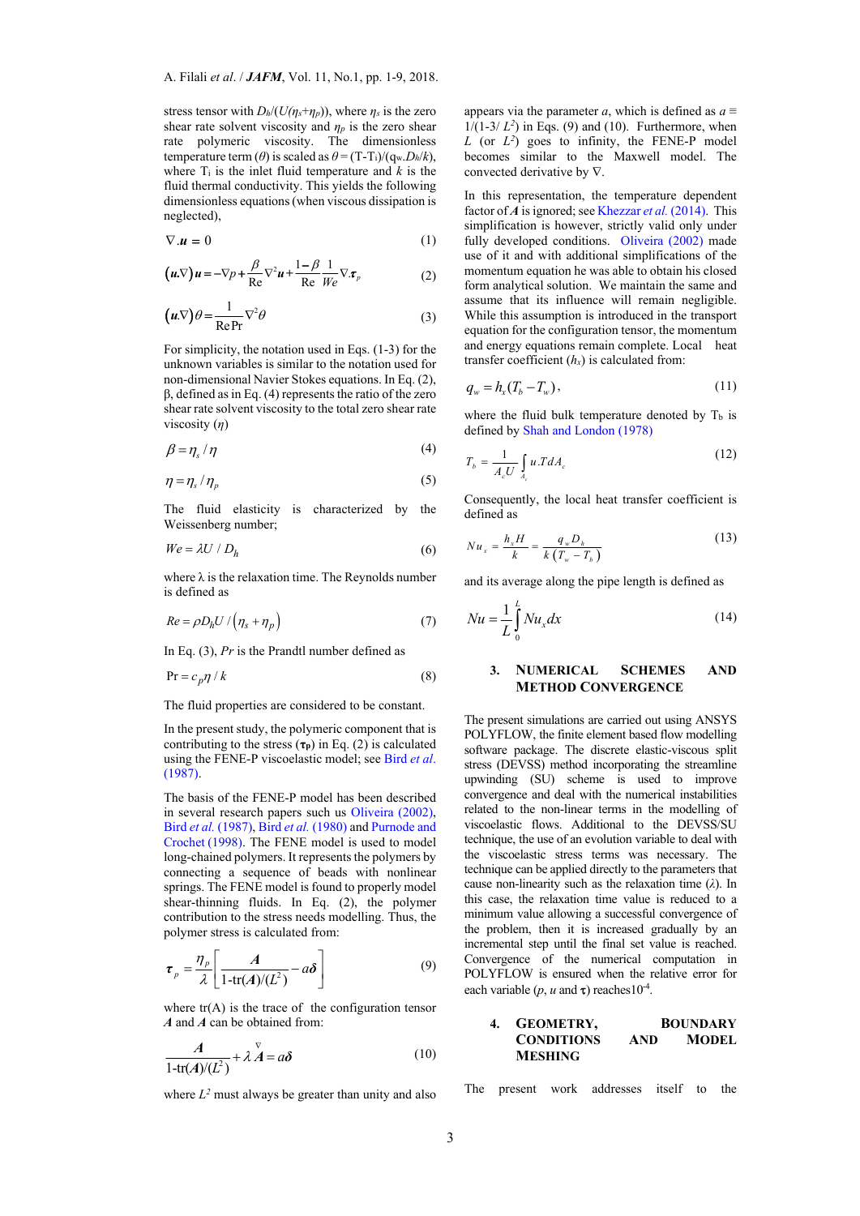stress tensor with $D_h/(U(\eta_s+\eta_p))$, where $\eta_s$ is the zero shear rate solvent viscosity and $\eta_p$ is the zero shear rate polymeric viscosity. The dimensionless temperature term ($\theta$) is scaled as $\theta = (T\text{-}T_i)/(q_w.D_h/k)$, where $T_i$ is the inlet fluid temperature and $k$ is the fluid thermal conductivity. This yields the following dimensionless equations (when viscous dissipation is neglected),

$$\nabla.\boldsymbol{u} = 0 \tag{1}$$

$$(\boldsymbol{u}.\nabla)\boldsymbol{u} = -\nabla p + \frac{\beta}{\text{Re}}\nabla^2\boldsymbol{u} + \frac{1-\beta}{\text{Re}}\frac{1}{We}\nabla.\boldsymbol{\tau}_p \tag{2}$$

$$(\boldsymbol{u}.\nabla)\theta = \frac{1}{\text{Re}\,\text{Pr}}\nabla^2\theta \tag{3}$$

For simplicity, the notation used in Eqs. (1-3) for the unknown variables is similar to the notation used for non-dimensional Navier Stokes equations. In Eq. (2), β, defined as in Eq. (4) represents the ratio of the zero shear rate solvent viscosity to the total zero shear rate viscosity ($\eta$)

$$\beta = \eta_s / \eta \tag{4}$$

$$\eta = \eta_s / \eta_p \tag{5}$$

The fluid elasticity is characterized by the Weissenberg number;

$$We = \lambda U / D_h \tag{6}$$

where λ is the relaxation time. The Reynolds number is defined as

$$Re = \rho D_h U / (\eta_s + \eta_p) \tag{7}$$

In Eq. (3), *Pr* is the Prandtl number defined as

$$\text{Pr} = c_p \eta / k \tag{8}$$

The fluid properties are considered to be constant.

In the present study, the polymeric component that is contributing to the stress ($\boldsymbol{\tau_P}$) in Eq. (2) is calculated using the FENE-P viscoelastic model; see Bird *et al.* (1987).

The basis of the FENE-P model has been described in several research papers such us Oliveira (2002), Bird *et al.* (1987), Bird *et al.* (1980) and Purnode and Crochet (1998). The FENE model is used to model long-chained polymers. It represents the polymers by connecting a sequence of beads with nonlinear springs. The FENE model is found to properly model shear-thinning fluids. In Eq. (2), the polymer contribution to the stress needs modelling. Thus, the polymer stress is calculated from:

$$\boldsymbol{\tau}_p = \frac{\eta_p}{\lambda}\left[\frac{\boldsymbol{A}}{1\text{-tr}(\boldsymbol{A})/(L^2)} - a\boldsymbol{\delta}\right] \tag{9}$$

where tr(A) is the trace of the configuration tensor $\boldsymbol{A}$ and $\boldsymbol{A}$ can be obtained from:

$$\frac{\boldsymbol{A}}{1\text{-tr}(\boldsymbol{A})/(L^2)} + \lambda \overset{\nabla}{\boldsymbol{A}} = a\boldsymbol{\delta} \tag{10}$$

where $L^2$ must always be greater than unity and also appears via the parameter $a$, which is defined as $a \equiv 1/(1\text{-}3/L^2)$ in Eqs. (9) and (10). Furthermore, when $L$ (or $L^2$) goes to infinity, the FENE-P model becomes similar to the Maxwell model. The convected derivative by ∇.

In this representation, the temperature dependent factor of $\boldsymbol{A}$ is ignored; see Khezzar *et al.* (2014). This simplification is however, strictly valid only under fully developed conditions. Oliveira (2002) made use of it and with additional simplifications of the momentum equation he was able to obtain his closed form analytical solution. We maintain the same and assume that its influence will remain negligible. While this assumption is introduced in the transport equation for the configuration tensor, the momentum and energy equations remain complete. Local heat transfer coefficient ($h_x$) is calculated from:

$$q_w = h_x(T_b - T_w), \tag{11}$$

where the fluid bulk temperature denoted by $T_b$ is defined by Shah and London (1978)

$$T_b = \frac{1}{A_c U}\int_{A_c} u.T dA_c \tag{12}$$

Consequently, the local heat transfer coefficient is defined as

$$Nu_x = \frac{h_x H}{k} = \frac{q_w D_h}{k\,(T_w - T_b)} \tag{13}$$

and its average along the pipe length is defined as

$$Nu = \frac{1}{L}\int_0^L Nu_x dx \tag{14}$$

## 3. NUMERICAL SCHEMES AND METHOD CONVERGENCE

The present simulations are carried out using ANSYS POLYFLOW, the finite element based flow modelling software package. The discrete elastic-viscous split stress (DEVSS) method incorporating the streamline upwinding (SU) scheme is used to improve convergence and deal with the numerical instabilities related to the non-linear terms in the modelling of viscoelastic flows. Additional to the DEVSS/SU technique, the use of an evolution variable to deal with the viscoelastic stress terms was necessary. The technique can be applied directly to the parameters that cause non-linearity such as the relaxation time (λ). In this case, the relaxation time value is reduced to a minimum value allowing a successful convergence of the problem, then it is increased gradually by an incremental step until the final set value is reached. Convergence of the numerical computation in POLYFLOW is ensured when the relative error for each variable ($p$, $u$ and $\boldsymbol{\tau}$) reaches$10^{-4}$.

## 4. GEOMETRY, BOUNDARY CONDITIONS AND MODEL MESHING

The present work addresses itself to the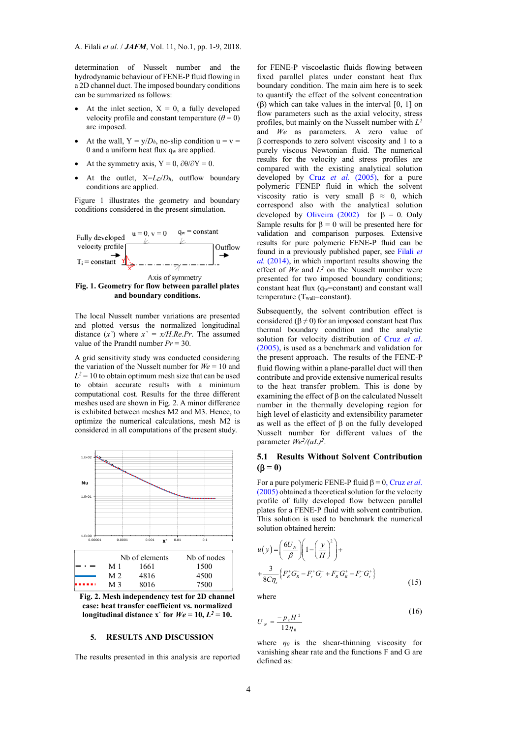determination of Nusselt number and the hydrodynamic behaviour of FENE-P fluid flowing in a 2D channel duct. The imposed boundary conditions can be summarized as follows:

- At the inlet section, X = 0, a fully developed velocity profile and constant temperature ($\theta = 0$) are imposed.
- At the wall, $Y = y/D_h$, no-slip condition $u = v = 0$ and a uniform heat flux $q_w$ are applied.
- At the symmetry axis, Y = 0, $\partial\theta/\partial Y = 0$.
- At the outlet, $X = L_D/D_h$, outflow boundary conditions are applied.

Figure 1 illustrates the geometry and boundary conditions considered in the present simulation.

**Fig. 1. Geometry for flow between parallel plates and boundary conditions.**

The local Nusselt number variations are presented and plotted versus the normalized longitudinal distance ($x$\`) where $x$\` = $x/H.Re.Pr$. The assumed value of the Prandtl number $Pr = 30$.

A grid sensitivity study was conducted considering the variation of the Nusselt number for $We = 10$ and $L^2 = 10$ to obtain optimum mesh size that can be used to obtain accurate results with a minimum computational cost. Results for the three different meshes used are shown in Fig. 2. A minor difference is exhibited between meshes M2 and M3. Hence, to optimize the numerical calculations, mesh M2 is considered in all computations of the present study.

| | | Nb of elements | Nb of nodes |
|---|---|---|---|
| - · - | M 1 | 1661 | 1500 |
| —— | M 2 | 4816 | 4500 |
| ······ | M 3 | 8016 | 7500 |

**Fig. 2. Mesh independency test for 2D channel case: heat transfer coefficient vs. normalized longitudinal distance x\` for $We = 10$, $L^2 = 10$.**

## 5. RESULTS AND DISCUSSION

The results presented in this analysis are reported for FENE-P viscoelastic fluids flowing between fixed parallel plates under constant heat flux boundary condition. The main aim here is to seek to quantify the effect of the solvent concentration (β) which can take values in the interval [0, 1] on flow parameters such as the axial velocity, stress profiles, but mainly on the Nusselt number with $L^2$ and $We$ as parameters. A zero value of β corresponds to zero solvent viscosity and 1 to a purely viscous Newtonian fluid. The numerical results for the velocity and stress profiles are compared with the existing analytical solution developed by Cruz *et al.* (2005), for a pure polymeric FENEP fluid in which the solvent viscosity ratio is very small β ≈ 0, which correspond also with the analytical solution developed by Oliveira (2002) for β = 0. Only Sample results for β = 0 will be presented here for validation and comparison purposes. Extensive results for pure polymeric FENE-P fluid can be found in a previously published paper, see Filali *et al.* (2014), in which important results showing the effect of $We$ and $L^2$ on the Nusselt number were presented for two imposed boundary conditions; constant heat flux ($q_w$=constant) and constant wall temperature ($T_{wall}$=constant).

Subsequently, the solvent contribution effect is considered (β ≠ 0) for an imposed constant heat flux thermal boundary condition and the analytic solution for velocity distribution of Cruz *et al.* (2005), is used as a benchmark and validation for the present approach. The results of the FENE-P fluid flowing within a plane-parallel duct will then contribute and provide extensive numerical results to the heat transfer problem. This is done by examining the effect of β on the calculated Nusselt number in the thermally developing region for high level of elasticity and extensibility parameter as well as the effect of β on the fully developed Nusselt number for different values of the parameter $We^2/(aL)^2$.

### 5.1 Results Without Solvent Contribution (β = 0)

For a pure polymeric FENE-P fluid β = 0, Cruz *et al.* (2005) obtained a theoretical solution for the velocity profile of fully developed flow between parallel plates for a FENE-P fluid with solvent contribution. This solution is used to benchmark the numerical solution obtained herein:

$$u(y) = \left(\frac{6U_N}{\beta}\right)\left(1-\left(\frac{y}{H}\right)^2\right) + \frac{3}{8C\eta_s}\left\{F_R^+G_R^- - F_r^+G_r^- + F_R^-G_R^+ - F_r^-G_r^+\right\} \tag{15}$$

where

$$U_N = \frac{-p_x H^2}{12\eta_0} \tag{16}$$

where $\eta_0$ is the shear-thinning viscosity for vanishing shear rate and the functions F and G are defined as: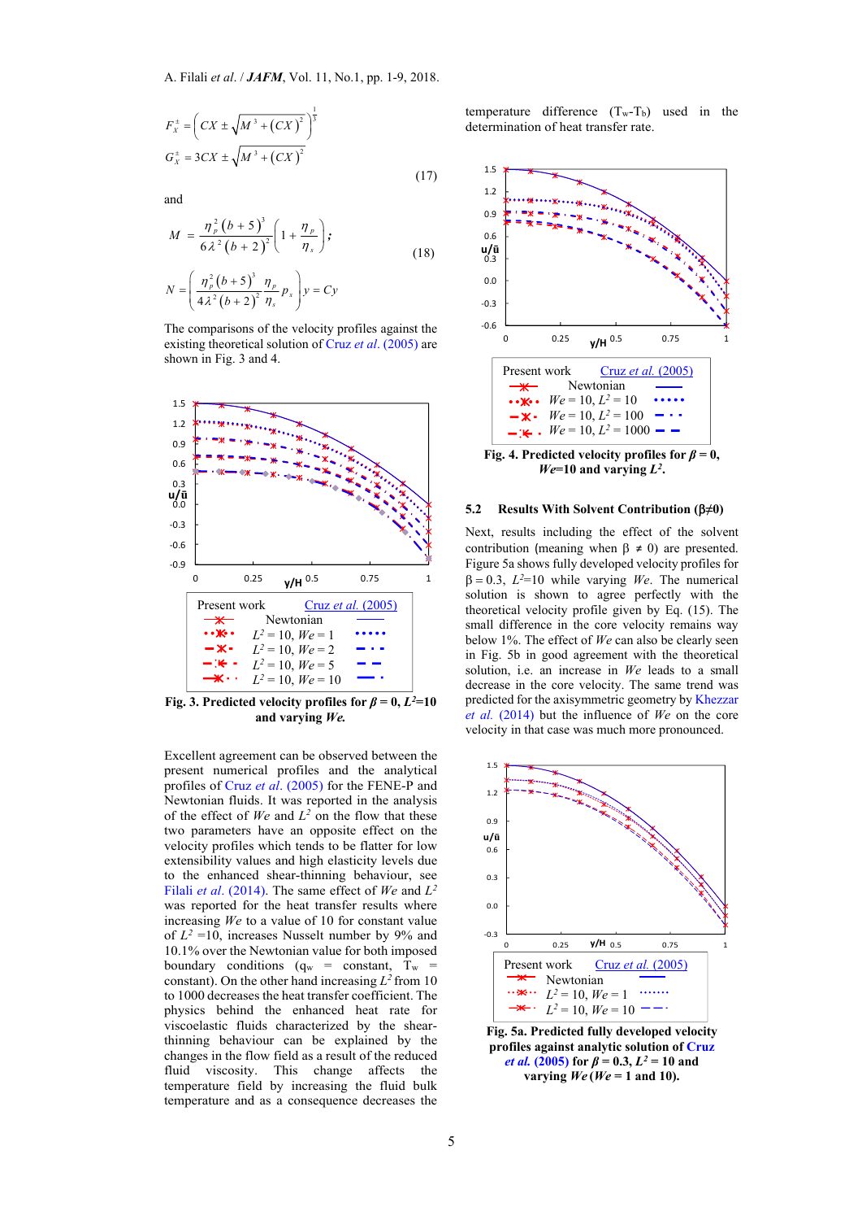$$F_X^{\pm} = \left( CX \pm \sqrt{M^3 + (CX)^2} \right)^{\frac{1}{3}}$$

$$G_X^{\pm} = 3CX \pm \sqrt{M^3 + (CX)^2} \tag{17}$$

and

$$M = \frac{\eta_p^2 (b+5)^3}{6\lambda^2 (b+2)^2} \left( 1 + \frac{\eta_p}{\eta_s} \right); \tag{18}$$

$$N = \left( \frac{\eta_p^2 (b+5)^3}{4\lambda^2 (b+2)^2} \frac{\eta_p}{\eta_s} p_x \right) y = Cy$$

The comparisons of the velocity profiles against the existing theoretical solution of Cruz *et al*. (2005) are shown in Fig. 3 and 4.

**Fig. 3. Predicted velocity profiles for $\beta = 0$, $L^2$=10 and varying *We*.**

Excellent agreement can be observed between the present numerical profiles and the analytical profiles of Cruz *et al*. (2005) for the FENE-P and Newtonian fluids. It was reported in the analysis of the effect of *We* and $L^2$ on the flow that these two parameters have an opposite effect on the velocity profiles which tends to be flatter for low extensibility values and high elasticity levels due to the enhanced shear-thinning behaviour, see Filali *et al*. (2014). The same effect of *We* and $L^2$ was reported for the heat transfer results where increasing *We* to a value of 10 for constant value of $L^2$ =10, increases Nusselt number by 9% and 10.1% over the Newtonian value for both imposed boundary conditions ($q_w$ = constant, $T_w$ = constant). On the other hand increasing $L^2$ from 10 to 1000 decreases the heat transfer coefficient. The physics behind the enhanced heat rate for viscoelastic fluids characterized by the shear-thinning behaviour can be explained by the changes in the flow field as a result of the reduced fluid viscosity. This change affects the temperature field by increasing the fluid bulk temperature and as a consequence decreases the temperature difference ($T_w$-$T_b$) used in the determination of heat transfer rate.

**Fig. 4. Predicted velocity profiles for $\beta = 0$, *We*=10 and varying $L^2$.**

### 5.2 Results With Solvent Contribution (β≠0)

Next, results including the effect of the solvent contribution (meaning when β ≠ 0) are presented. Figure 5a shows fully developed velocity profiles for β = 0.3, $L^2$=10 while varying *We*. The numerical solution is shown to agree perfectly with the theoretical velocity profile given by Eq. (15). The small difference in the core velocity remains way below 1%. The effect of *We* can also be clearly seen in Fig. 5b in good agreement with the theoretical solution, i.e. an increase in *We* leads to a small decrease in the core velocity. The same trend was predicted for the axisymmetric geometry by Khezzar *et al.* (2014) but the influence of *We* on the core velocity in that case was much more pronounced.

**Fig. 5a. Predicted fully developed velocity profiles against analytic solution of Cruz *et al.* (2005) for β = 0.3, $L^2$ = 10 and varying *We* (*We* = 1 and 10).**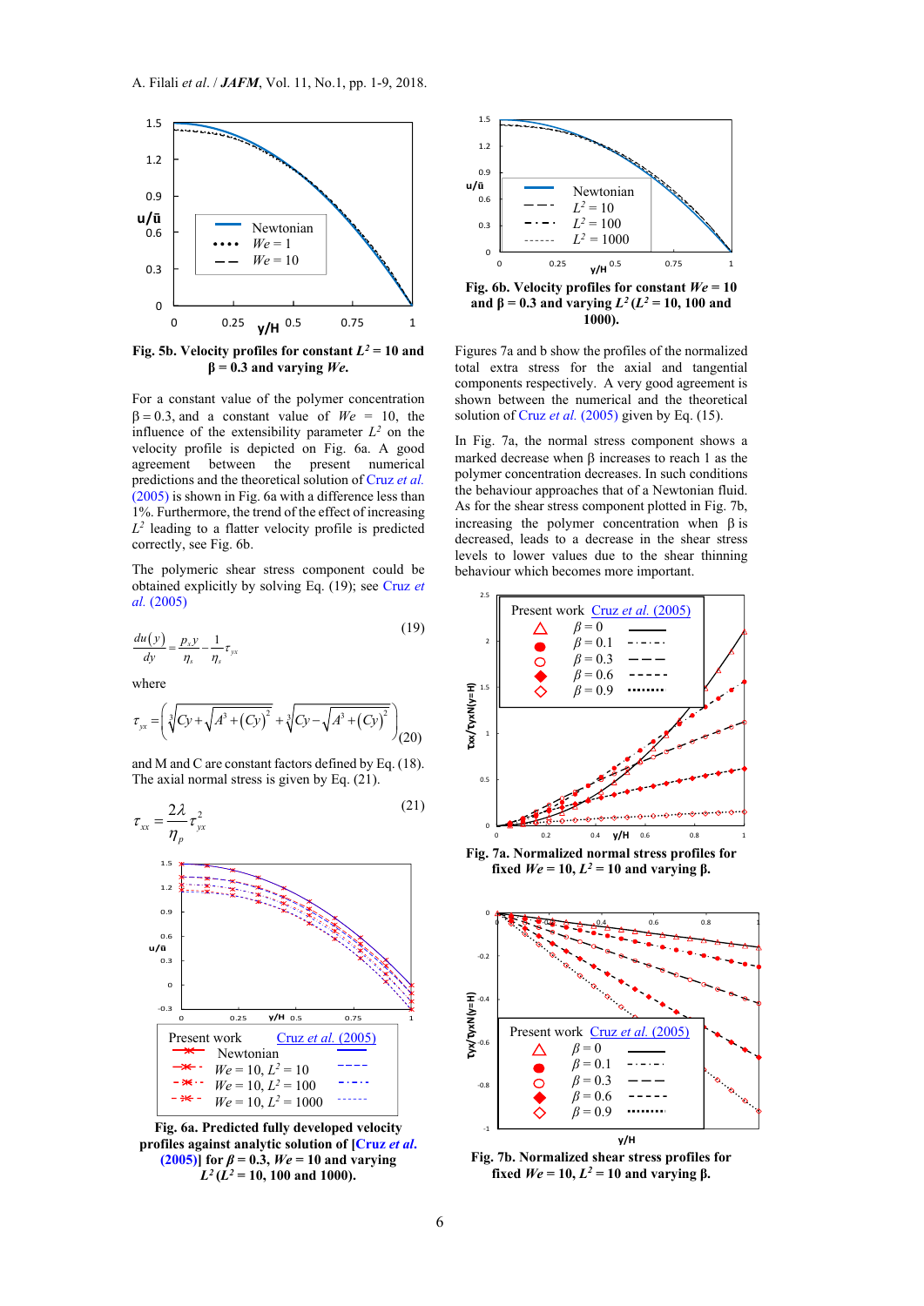Fig. 5b. Velocity profiles for constant $L^2 = 10$ and $\beta = 0.3$ and varying *We*.

For a constant value of the polymer concentration $\beta = 0.3$, and a constant value of *We* = 10, the influence of the extensibility parameter $L^2$ on the velocity profile is depicted on Fig. 6a. A good agreement between the present numerical predictions and the theoretical solution of Cruz *et al.* (2005) is shown in Fig. 6a with a difference less than 1%. Furthermore, the trend of the effect of increasing $L^2$ leading to a flatter velocity profile is predicted correctly, see Fig. 6b.

The polymeric shear stress component could be obtained explicitly by solving Eq. (19); see Cruz *et al.* (2005)

$$\frac{du(y)}{dy} = \frac{p_x y}{\eta_s} - \frac{1}{\eta_s}\tau_{yx} \tag{19}$$

where

$$\tau_{yx} = \left(\sqrt[3]{Cy + \sqrt{A^3 + (Cy)^2}} + \sqrt[3]{Cy - \sqrt{A^3 + (Cy)^2}}\right) \tag{20}$$

and M and C are constant factors defined by Eq. (18). The axial normal stress is given by Eq. (21).

$$\tau_{xx} = \frac{2\lambda}{\eta_p}\tau_{yx}^2 \tag{21}$$

Fig. 6a. Predicted fully developed velocity profiles against analytic solution of [Cruz *et al.* (2005)] for $\beta = 0.3$, *We* = 10 and varying $L^2$ ($L^2$ = 10, 100 and 1000).

Fig. 6b. Velocity profiles for constant *We* = 10 and $\beta = 0.3$ and varying $L^2$ ($L^2$ = 10, 100 and 1000).

Figures 7a and b show the profiles of the normalized total extra stress for the axial and tangential components respectively. A very good agreement is shown between the numerical and the theoretical solution of Cruz *et al.* (2005) given by Eq. (15).

In Fig. 7a, the normal stress component shows a marked decrease when β increases to reach 1 as the polymer concentration decreases. In such conditions the behaviour approaches that of a Newtonian fluid. As for the shear stress component plotted in Fig. 7b, increasing the polymer concentration when β is decreased, leads to a decrease in the shear stress levels to lower values due to the shear thinning behaviour which becomes more important.

Fig. 7a. Normalized normal stress profiles for fixed *We* = 10, $L^2$ = 10 and varying β.

Fig. 7b. Normalized shear stress profiles for fixed *We* = 10, $L^2$ = 10 and varying β.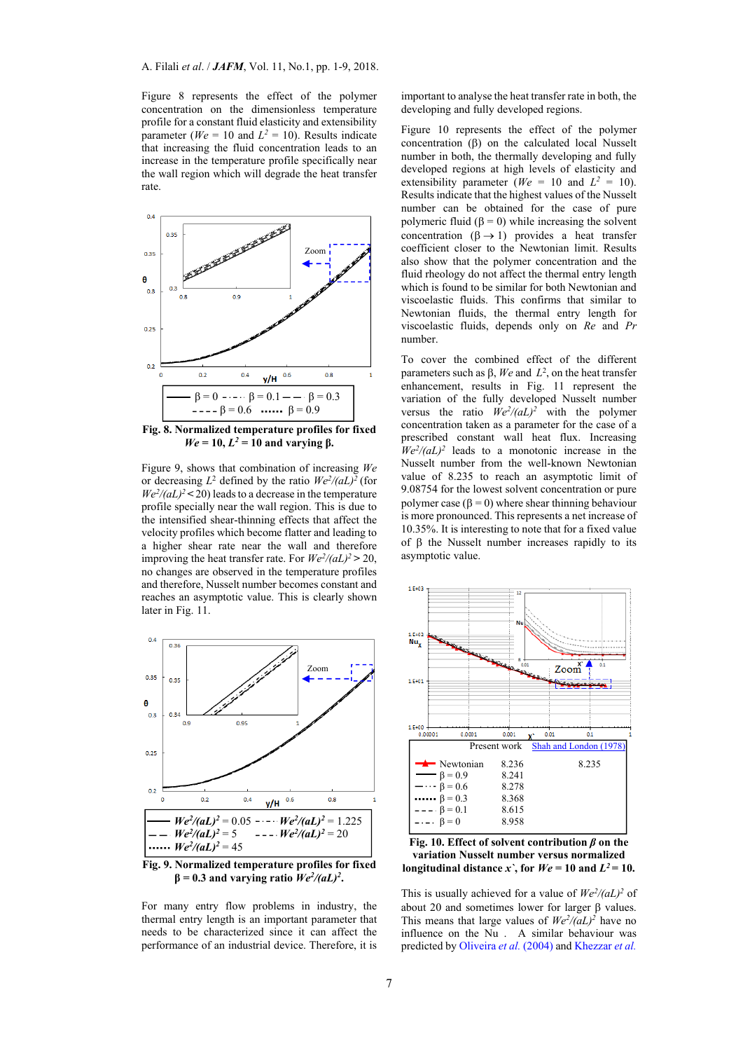Figure 8 represents the effect of the polymer concentration on the dimensionless temperature profile for a constant fluid elasticity and extensibility parameter ($We$ = 10 and $L^2$ = 10). Results indicate that increasing the fluid concentration leads to an increase in the temperature profile specifically near the wall region which will degrade the heat transfer rate.

**Fig. 8. Normalized temperature profiles for fixed $We$ = 10, $L^2$ = 10 and varying β.**

Figure 9, shows that combination of increasing $We$ or decreasing $L^2$ defined by the ratio $We^2/(aL)^2$ (for $We^2/(aL)^2 < 20$) leads to a decrease in the temperature profile specially near the wall region. This is due to the intensified shear-thinning effects that affect the velocity profiles which become flatter and leading to a higher shear rate near the wall and therefore improving the heat transfer rate. For $We^2/(aL)^2 > 20$, no changes are observed in the temperature profiles and therefore, Nusselt number becomes constant and reaches an asymptotic value. This is clearly shown later in Fig. 11.

**Fig. 9. Normalized temperature profiles for fixed β = 0.3 and varying ratio $We^2/(aL)^2$.**

For many entry flow problems in industry, the thermal entry length is an important parameter that needs to be characterized since it can affect the performance of an industrial device. Therefore, it is important to analyse the heat transfer rate in both, the developing and fully developed regions.

Figure 10 represents the effect of the polymer concentration (β) on the calculated local Nusselt number in both, the thermally developing and fully developed regions at high levels of elasticity and extensibility parameter ($We$ = 10 and $L^2$ = 10). Results indicate that the highest values of the Nusselt number can be obtained for the case of pure polymeric fluid (β = 0) while increasing the solvent concentration (β → 1) provides a heat transfer coefficient closer to the Newtonian limit. Results also show that the polymer concentration and the fluid rheology do not affect the thermal entry length which is found to be similar for both Newtonian and viscoelastic fluids. This confirms that similar to Newtonian fluids, the thermal entry length for viscoelastic fluids, depends only on $Re$ and $Pr$ number.

To cover the combined effect of the different parameters such as β, $We$ and $L^2$, on the heat transfer enhancement, results in Fig. 11 represent the variation of the fully developed Nusselt number versus the ratio $We^2/(aL)^2$ with the polymer concentration taken as a parameter for the case of a prescribed constant wall heat flux. Increasing $We^2/(aL)^2$ leads to a monotonic increase in the Nusselt number from the well-known Newtonian value of 8.235 to reach an asymptotic limit of 9.08754 for the lowest solvent concentration or pure polymer case (β = 0) where shear thinning behaviour is more pronounced. This represents a net increase of 10.35%. It is interesting to note that for a fixed value of β the Nusselt number increases rapidly to its asymptotic value.

| | Present work | Shah and London (1978) |
|---|---|---|
| Newtonian | 8.236 | 8.235 |
| β = 0.9 | 8.241 | |
| β = 0.6 | 8.278 | |
| β = 0.3 | 8.368 | |
| β = 0.1 | 8.615 | |
| β = 0 | 8.958 | |

**Fig. 10. Effect of solvent contribution $\beta$ on the variation Nusselt number versus normalized longitudinal distance $x$`, for $We$ = 10 and $L^2$ = 10.**

This is usually achieved for a value of $We^2/(aL)^2$ of about 20 and sometimes lower for larger β values. This means that large values of $We^2/(aL)^2$ have no influence on the Nu . A similar behaviour was predicted by Oliveira *et al.* (2004) and Khezzar *et al.*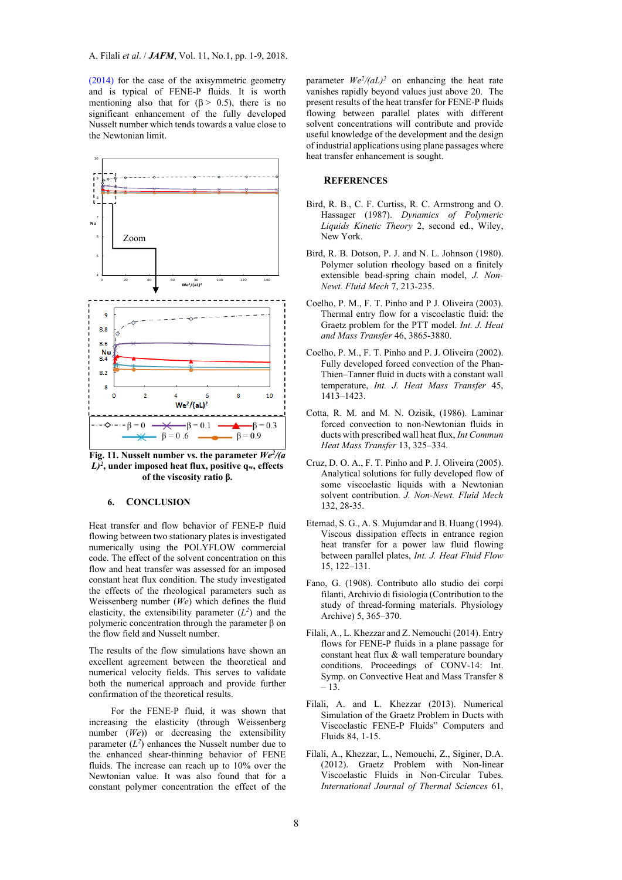(2014) for the case of the axisymmetric geometry and is typical of FENE-P fluids. It is worth mentioning also that for (β > 0.5), there is no significant enhancement of the fully developed Nusselt number which tends towards a value close to the Newtonian limit.

**Fig. 11. Nusselt number vs. the parameter $We^2/(aL)^2$, under imposed heat flux, positive $q_w$, effects of the viscosity ratio β.**

## 6. CONCLUSION

Heat transfer and flow behavior of FENE-P fluid flowing between two stationary plates is investigated numerically using the POLYFLOW commercial code. The effect of the solvent concentration on this flow and heat transfer was assessed for an imposed constant heat flux condition. The study investigated the effects of the rheological parameters such as Weissenberg number (*We*) which defines the fluid elasticity, the extensibility parameter ($L^2$) and the polymeric concentration through the parameter β on the flow field and Nusselt number.

The results of the flow simulations have shown an excellent agreement between the theoretical and numerical velocity fields. This serves to validate both the numerical approach and provide further confirmation of the theoretical results.

For the FENE-P fluid, it was shown that increasing the elasticity (through Weissenberg number (*We*)) or decreasing the extensibility parameter ($L^2$) enhances the Nusselt number due to the enhanced shear-thinning behavior of FENE fluids. The increase can reach up to 10% over the Newtonian value. It was also found that for a constant polymer concentration the effect of the parameter $We^2/(aL)^2$ on enhancing the heat rate vanishes rapidly beyond values just above 20. The present results of the heat transfer for FENE-P fluids flowing between parallel plates with different solvent concentrations will contribute and provide useful knowledge of the development and the design of industrial applications using plane passages where heat transfer enhancement is sought.

## REFERENCES

Bird, R. B., C. F. Curtiss, R. C. Armstrong and O. Hassager (1987). *Dynamics of Polymeric Liquids Kinetic Theory* 2, second ed., Wiley, New York.

Bird, R. B. Dotson, P. J. and N. L. Johnson (1980). Polymer solution rheology based on a finitely extensible bead-spring chain model, *J. Non-Newt. Fluid Mech* 7, 213-235.

Coelho, P. M., F. T. Pinho and P J. Oliveira (2003). Thermal entry flow for a viscoelastic fluid: the Graetz problem for the PTT model. *Int. J. Heat and Mass Transfer* 46, 3865-3880.

Coelho, P. M., F. T. Pinho and P. J. Oliveira (2002). Fully developed forced convection of the Phan-Thien–Tanner fluid in ducts with a constant wall temperature, *Int. J. Heat Mass Transfer* 45, 1413–1423.

Cotta, R. M. and M. N. Ozisik, (1986). Laminar forced convection to non-Newtonian fluids in ducts with prescribed wall heat flux, *Int Commun Heat Mass Transfer* 13, 325–334.

Cruz, D. O. A., F. T. Pinho and P. J. Oliveira (2005). Analytical solutions for fully developed flow of some viscoelastic liquids with a Newtonian solvent contribution. *J. Non-Newt. Fluid Mech* 132, 28-35.

Etemad, S. G., A. S. Mujumdar and B. Huang (1994). Viscous dissipation effects in entrance region heat transfer for a power law fluid flowing between parallel plates, *Int. J. Heat Fluid Flow* 15, 122–131.

Fano, G. (1908). Contributo allo studio dei corpi filanti, Archivio di fisiologia (Contribution to the study of thread-forming materials. Physiology Archive) 5, 365–370.

Filali, A., L. Khezzar and Z. Nemouchi (2014). Entry flows for FENE-P fluids in a plane passage for constant heat flux & wall temperature boundary conditions. Proceedings of CONV-14: Int. Symp. on Convective Heat and Mass Transfer 8 – 13.

Filali, A. and L. Khezzar (2013). Numerical Simulation of the Graetz Problem in Ducts with Viscoelastic FENE-P Fluids" Computers and Fluids 84, 1-15.

Filali, A., Khezzar, L., Nemouchi, Z., Siginer, D.A. (2012). Graetz Problem with Non-linear Viscoelastic Fluids in Non-Circular Tubes. *International Journal of Thermal Sciences* 61,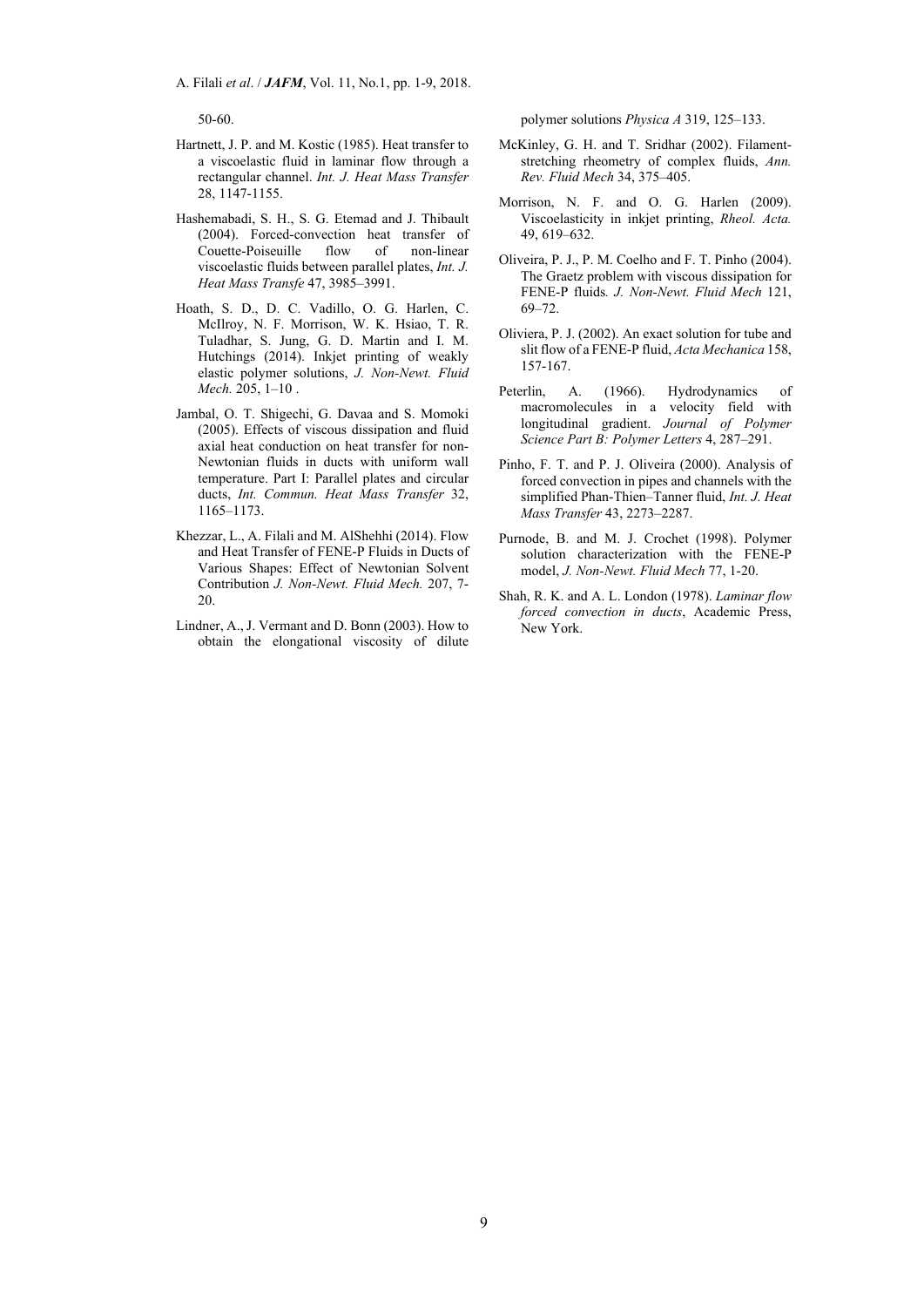50-60.

Hartnett, J. P. and M. Kostic (1985). Heat transfer to a viscoelastic fluid in laminar flow through a rectangular channel. *Int. J. Heat Mass Transfer* 28, 1147-1155.

Hashemabadi, S. H., S. G. Etemad and J. Thibault (2004). Forced-convection heat transfer of Couette-Poiseuille flow of non-linear viscoelastic fluids between parallel plates, *Int. J. Heat Mass Transfe* 47, 3985–3991.

Hoath, S. D., D. C. Vadillo, O. G. Harlen, C. McIlroy, N. F. Morrison, W. K. Hsiao, T. R. Tuladhar, S. Jung, G. D. Martin and I. M. Hutchings (2014). Inkjet printing of weakly elastic polymer solutions, *J. Non-Newt. Fluid Mech.* 205, 1–10 .

Jambal, O. T. Shigechi, G. Davaa and S. Momoki (2005). Effects of viscous dissipation and fluid axial heat conduction on heat transfer for non-Newtonian fluids in ducts with uniform wall temperature. Part I: Parallel plates and circular ducts, *Int. Commun. Heat Mass Transfer* 32, 1165–1173.

Khezzar, L., A. Filali and M. AlShehhi (2014). Flow and Heat Transfer of FENE-P Fluids in Ducts of Various Shapes: Effect of Newtonian Solvent Contribution *J. Non-Newt. Fluid Mech.* 207, 7-20.

Lindner, A., J. Vermant and D. Bonn (2003). How to obtain the elongational viscosity of dilute polymer solutions *Physica A* 319, 125–133.

McKinley, G. H. and T. Sridhar (2002). Filament-stretching rheometry of complex fluids, *Ann. Rev. Fluid Mech* 34, 375–405.

Morrison, N. F. and O. G. Harlen (2009). Viscoelasticity in inkjet printing, *Rheol. Acta.* 49, 619–632.

Oliveira, P. J., P. M. Coelho and F. T. Pinho (2004). The Graetz problem with viscous dissipation for FENE-P fluids*. J. Non-Newt. Fluid Mech* 121, 69–72.

Oliviera, P. J. (2002). An exact solution for tube and slit flow of a FENE-P fluid, *Acta Mechanica* 158, 157-167.

Peterlin, A. (1966). Hydrodynamics of macromolecules in a velocity field with longitudinal gradient. *Journal of Polymer Science Part B: Polymer Letters* 4, 287–291.

Pinho, F. T. and P. J. Oliveira (2000). Analysis of forced convection in pipes and channels with the simplified Phan-Thien–Tanner fluid, *Int. J. Heat Mass Transfer* 43, 2273–2287.

Purnode, B. and M. J. Crochet (1998). Polymer solution characterization with the FENE-P model, *J. Non-Newt. Fluid Mech* 77, 1-20.

Shah, R. K. and A. L. London (1978). *Laminar flow forced convection in ducts*, Academic Press, New York.